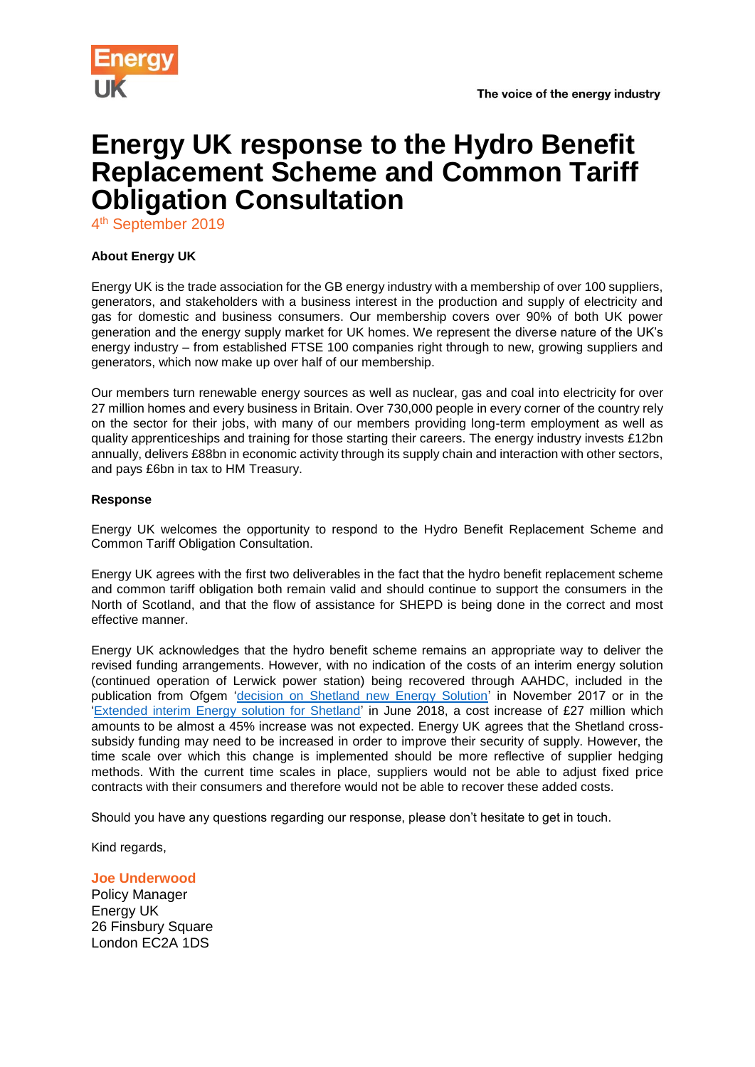# Energy UK response to the Hydro Benefit Replacement Scheme and Common Tariff Obligation Consultation

4th September 2019

**About Energy UK**

Energy UK is the trade association for the GB energy industry with a membership of over 100 suppliers, generators, and stakeholders with a business interest in the production and supply of electricity and gas for domestic and business consumers. Our membership covers over 90% of both UK power generation and the energy supply market for UK homes. We represent the diverse nature of the UK's energy industry – from established FTSE 100 companies right through to new, growing suppliers and generators, which now make up over half of our membership.

Our members turn renewable energy sources as well as nuclear, gas and coal into electricity for over 27 million homes and every business in Britain. Over 730,000 people in every corner of the country rely on the sector for their jobs, with many of our members providing long-term employment as well as quality apprenticeships and training for those starting their careers. The energy industry invests £12bn annually, delivers £88bn in economic activity through its supply chain and interaction with other sectors, and pays £6bn in tax to HM Treasury.

**Response**

Energy UK welcomes the opportunity to respond to the Hydro Benefit Replacement Scheme and Common Tariff Obligation Consultation.

Energy UK agrees with the first two deliverables in the fact that the hydro benefit replacement scheme and common tariff obligation both remain valid and should continue to support the consumers in the North of Scotland, and that the flow of assistance for SHEPD is being done in the correct and most effective manner.

Energy UK acknowledges that the hydro benefit scheme remains an appropriate way to deliver the revised funding arrangements. However, with no indication of the costs of an interim energy solution (continued operation of Lerwick power station) being recovered through AAHDC, included in the publication from Ofgem '[decision on Shetland new Energy Solution]' in November 2017 or in the '[Extended interim Energy solution for Shetland]' in June 2018, a cost increase of £27 million which amounts to be almost a 45% increase was not expected. Energy UK agrees that the Shetland cross-subsidy funding may need to be increased in order to improve their security of supply. However, the time scale over which this change is implemented should be more reflective of supplier hedging methods. With the current time scales in place, suppliers would not be able to adjust fixed price contracts with their consumers and therefore would not be able to recover these added costs.

Should you have any questions regarding our response, please don't hesitate to get in touch.

Kind regards,

**Joe Underwood**  
Policy Manager  
Energy UK  
26 Finsbury Square  
London EC2A 1DS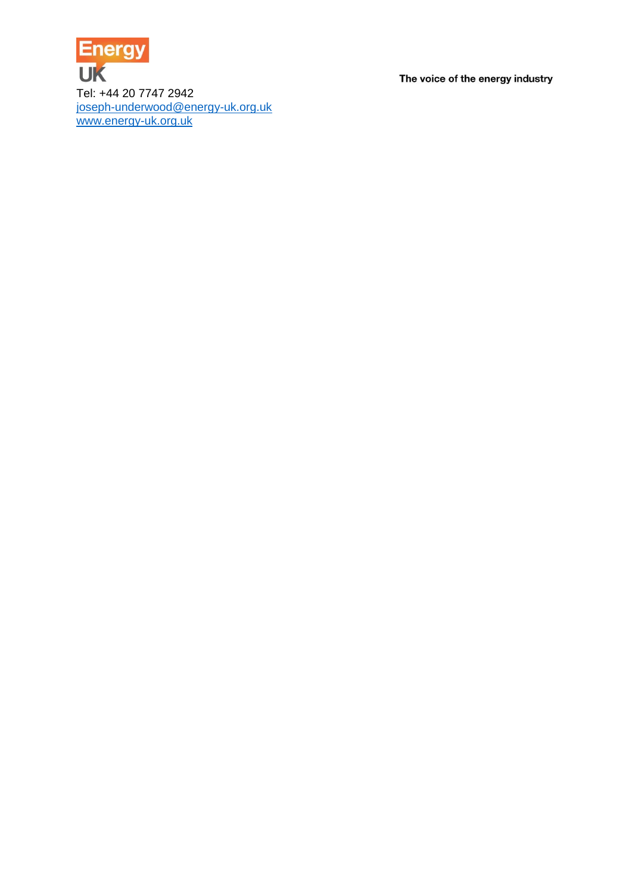Energy UK

The voice of the energy industry

Tel: +44 20 7747 2942
joseph-underwood@energy-uk.org.uk
www.energy-uk.org.uk